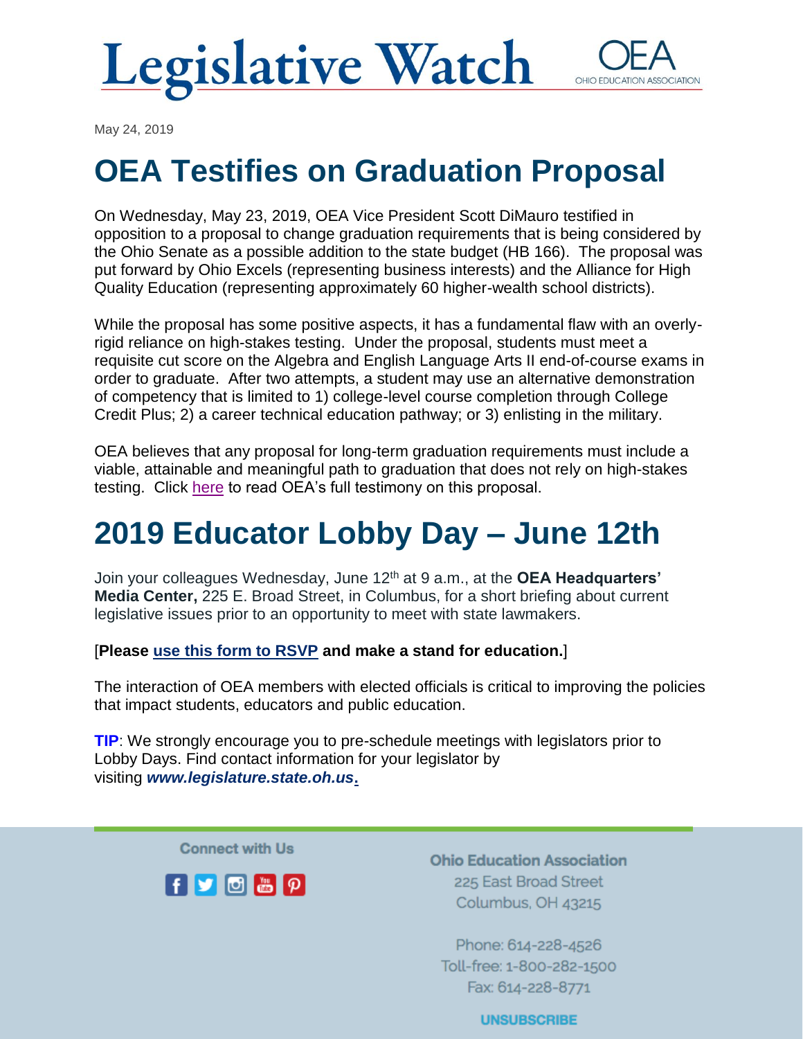# Legislative Watch

OEA
OHIO EDUCATION ASSOCIATION

May 24, 2019

## OEA Testifies on Graduation Proposal

On Wednesday, May 23, 2019, OEA Vice President Scott DiMauro testified in opposition to a proposal to change graduation requirements that is being considered by the Ohio Senate as a possible addition to the state budget (HB 166). The proposal was put forward by Ohio Excels (representing business interests) and the Alliance for High Quality Education (representing approximately 60 higher-wealth school districts).

While the proposal has some positive aspects, it has a fundamental flaw with an overly-rigid reliance on high-stakes testing. Under the proposal, students must meet a requisite cut score on the Algebra and English Language Arts II end-of-course exams in order to graduate. After two attempts, a student may use an alternative demonstration of competency that is limited to 1) college-level course completion through College Credit Plus; 2) a career technical education pathway; or 3) enlisting in the military.

OEA believes that any proposal for long-term graduation requirements must include a viable, attainable and meaningful path to graduation that does not rely on high-stakes testing. Click here to read OEA's full testimony on this proposal.

## 2019 Educator Lobby Day – June 12th

Join your colleagues Wednesday, June 12th at 9 a.m., at the **OEA Headquarters' Media Center,** 225 E. Broad Street, in Columbus, for a short briefing about current legislative issues prior to an opportunity to meet with state lawmakers.

[**Please use this form to RSVP and make a stand for education.**]

The interaction of OEA members with elected officials is critical to improving the policies that impact students, educators and public education.

**TIP**: We strongly encourage you to pre-schedule meetings with legislators prior to Lobby Days. Find contact information for your legislator by visiting ***www.legislature.state.oh.us*****.**

Connect with Us

Ohio Education Association
225 East Broad Street
Columbus, OH 43215

Phone: 614-228-4526
Toll-free: 1-800-282-1500
Fax: 614-228-8771

UNSUBSCRIBE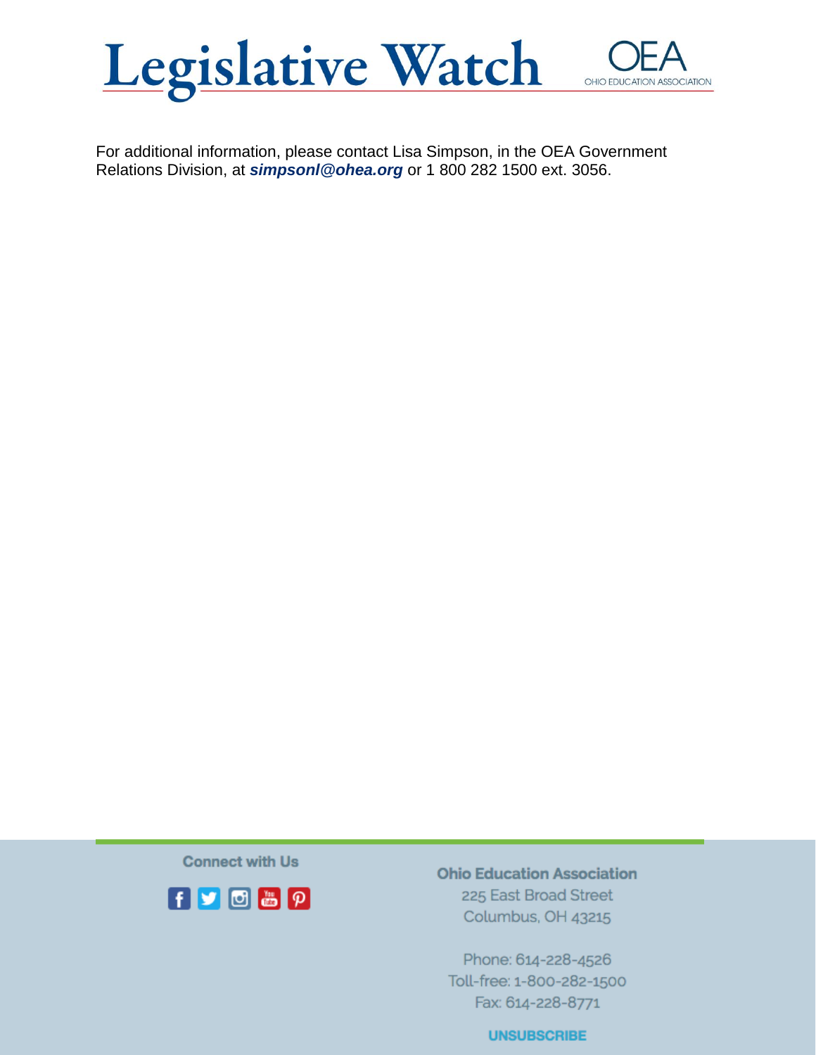# Legislative Watch

OEA
OHIO EDUCATION ASSOCIATION

For additional information, please contact Lisa Simpson, in the OEA Government Relations Division, at ***simpsonl@ohea.org*** or 1 800 282 1500 ext. 3056.

Connect with Us

**Ohio Education Association**
225 East Broad Street
Columbus, OH 43215

Phone: 614-228-4526
Toll-free: 1-800-282-1500
Fax: 614-228-8771

**UNSUBSCRIBE**